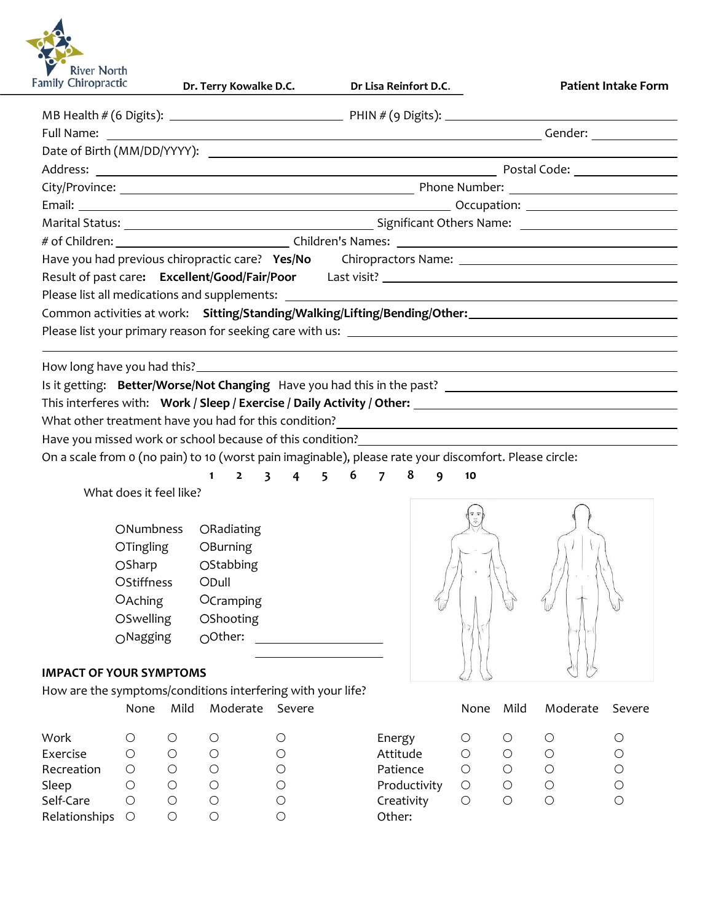River North Family Chiropractic

**Dr. Terry Kowalke D.C.** **Dr Lisa Reinfort D.C.** **Patient Intake Form**

MB Health # (6 Digits): ____________________ PHIN # (9 Digits): ____________________

Full Name: ________________________________________ Gender: __________

Date of Birth (MM/DD/YYYY): ________________________________________

Address: ________________________________________ Postal Code: __________

City/Province: ______________________________ Phone Number: ____________________

Email: ______________________________ Occupation: ____________________

Marital Status: ______________________________ Significant Others Name: ____________________

# of Children: ____________________ Children's Names: ______________________________

Have you had previous chiropractic care? **Yes/No** Chiropractors Name: ____________________

Result of past care**: Excellent/Good/Fair/Poor** Last visit? ______________________________

Please list all medications and supplements: ______________________________

Common activities at work: **Sitting/Standing/Walking/Lifting/Bending/Other:**____________________

Please list your primary reason for seeking care with us: ______________________________

________________________________________________________________________

How long have you had this?________________________________________

Is it getting: **Better/Worse/Not Changing** Have you had this in the past? ____________________

This interferes with: **Work / Sleep / Exercise / Daily Activity / Other:** ____________________

What other treatment have you had for this condition?______________________________

Have you missed work or school because of this condition?______________________________

On a scale from 0 (no pain) to 10 (worst pain imaginable), please rate your discomfort. Please circle:

**1 2 3 4 5 6 7 8 9 10**

What does it feel like?

- ○Numbness
- ○Tingling
- ○Sharp
- ○Stiffness
- ○Aching
- ○Swelling
- ○Nagging
- ○Radiating
- ○Burning
- ○Stabbing
- ○Dull
- ○Cramping
- ○Shooting
- ○Other: ____________________

**IMPACT OF YOUR SYMPTOMS**

How are the symptoms/conditions interfering with your life?

| | None | Mild | Moderate | Severe |
|---|---|---|---|---|
| Work | ○ | ○ | ○ | ○ |
| Exercise | ○ | ○ | ○ | ○ |
| Recreation | ○ | ○ | ○ | ○ |
| Sleep | ○ | ○ | ○ | ○ |
| Self-Care | ○ | ○ | ○ | ○ |
| Relationships | ○ | ○ | ○ | ○ |
| Energy | ○ | ○ | ○ | ○ |
| Attitude | ○ | ○ | ○ | ○ |
| Patience | ○ | ○ | ○ | ○ |
| Productivity | ○ | ○ | ○ | ○ |
| Creativity | ○ | ○ | ○ | ○ |
| Other: | | | | |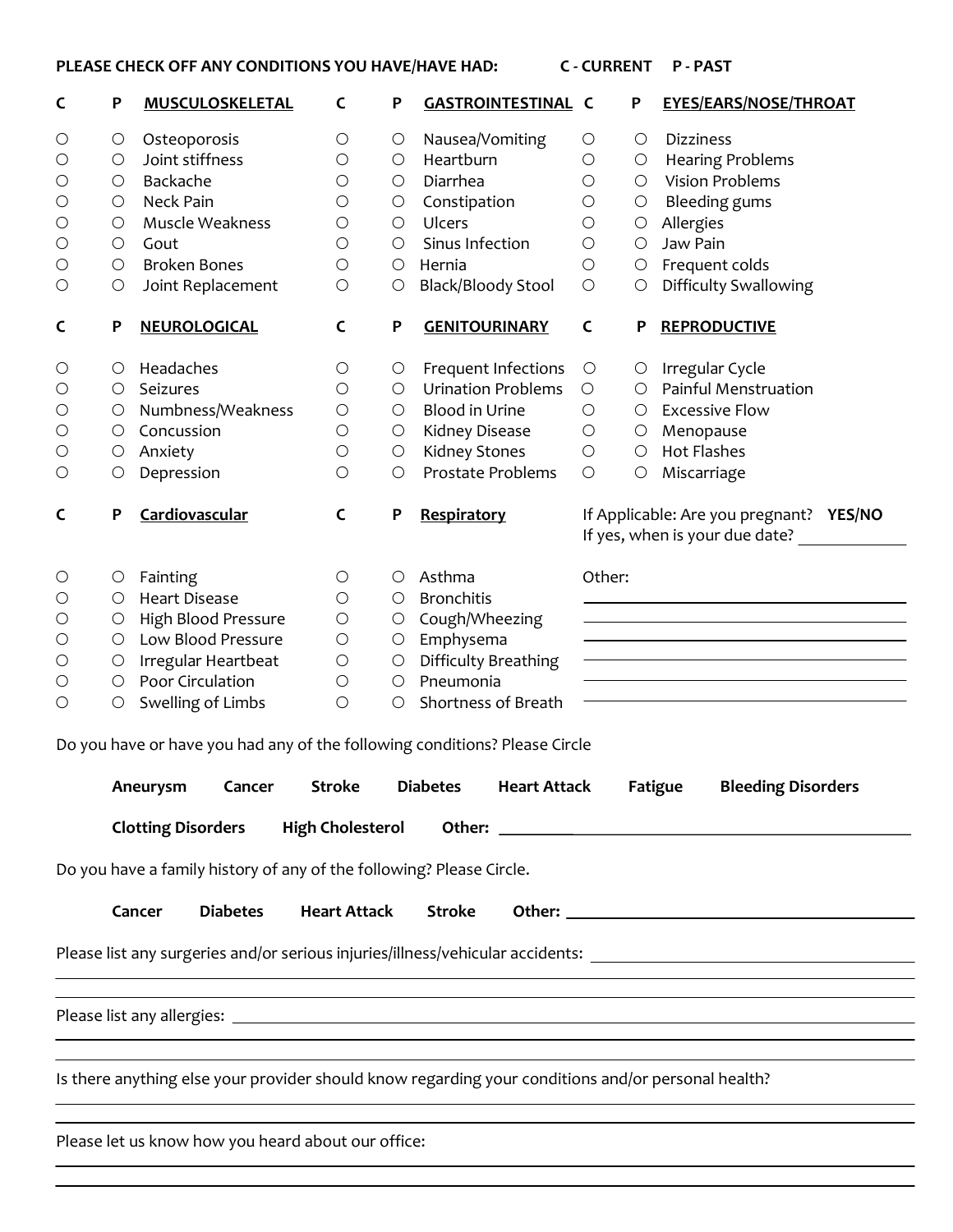**PLEASE CHECK OFF ANY CONDITIONS YOU HAVE/HAVE HAD: C - CURRENT P - PAST**

| C | P | **MUSCULOSKELETAL** | C | P | **GASTROINTESTINAL** | C | P | **EYES/EARS/NOSE/THROAT** |
|---|---|---|---|---|---|---|---|---|
| ○ | ○ | Osteoporosis | ○ | ○ | Nausea/Vomiting | ○ | ○ | Dizziness |
| ○ | ○ | Joint stiffness | ○ | ○ | Heartburn | ○ | ○ | Hearing Problems |
| ○ | ○ | Backache | ○ | ○ | Diarrhea | ○ | ○ | Vision Problems |
| ○ | ○ | Neck Pain | ○ | ○ | Constipation | ○ | ○ | Bleeding gums |
| ○ | ○ | Muscle Weakness | ○ | ○ | Ulcers | ○ | ○ | Allergies |
| ○ | ○ | Gout | ○ | ○ | Sinus Infection | ○ | ○ | Jaw Pain |
| ○ | ○ | Broken Bones | ○ | ○ | Hernia | ○ | ○ | Frequent colds |
| ○ | ○ | Joint Replacement | ○ | ○ | Black/Bloody Stool | ○ | ○ | Difficulty Swallowing |

| C | P | **NEUROLOGICAL** | C | P | **GENITOURINARY** | C | P | **REPRODUCTIVE** |
|---|---|---|---|---|---|---|---|---|
| ○ | ○ | Headaches | ○ | ○ | Frequent Infections | ○ | ○ | Irregular Cycle |
| ○ | ○ | Seizures | ○ | ○ | Urination Problems | ○ | ○ | Painful Menstruation |
| ○ | ○ | Numbness/Weakness | ○ | ○ | Blood in Urine | ○ | ○ | Excessive Flow |
| ○ | ○ | Concussion | ○ | ○ | Kidney Disease | ○ | ○ | Menopause |
| ○ | ○ | Anxiety | ○ | ○ | Kidney Stones | ○ | ○ | Hot Flashes |
| ○ | ○ | Depression | ○ | ○ | Prostate Problems | ○ | ○ | Miscarriage |

| C | P | **Cardiovascular** | C | P | **Respiratory** |
|---|---|---|---|---|---|
| ○ | ○ | Fainting | ○ | ○ | Asthma |
| ○ | ○ | Heart Disease | ○ | ○ | Bronchitis |
| ○ | ○ | High Blood Pressure | ○ | ○ | Cough/Wheezing |
| ○ | ○ | Low Blood Pressure | ○ | ○ | Emphysema |
| ○ | ○ | Irregular Heartbeat | ○ | ○ | Difficulty Breathing |
| ○ | ○ | Poor Circulation | ○ | ○ | Pneumonia |
| ○ | ○ | Swelling of Limbs | ○ | ○ | Shortness of Breath |

If Applicable: Are you pregnant? **YES/NO**
If yes, when is your due date? ____________

Other: ______________________________________
______________________________________
______________________________________
______________________________________
______________________________________
______________________________________

Do you have or have you had any of the following conditions? Please Circle

**Aneurysm** **Cancer** **Stroke** **Diabetes** **Heart Attack** **Fatigue** **Bleeding Disorders**

**Clotting Disorders** **High Cholesterol** **Other:** ______________________________________

Do you have a family history of any of the following? Please Circle.

**Cancer** **Diabetes** **Heart Attack** **Stroke** **Other:** ______________________________________

Please list any surgeries and/or serious injuries/illness/vehicular accidents: ______________________________________
______________________________________
______________________________________

Please list any allergies: ______________________________________
______________________________________
______________________________________

Is there anything else your provider should know regarding your conditions and/or personal health?
______________________________________
______________________________________

Please let us know how you heard about our office:
______________________________________
______________________________________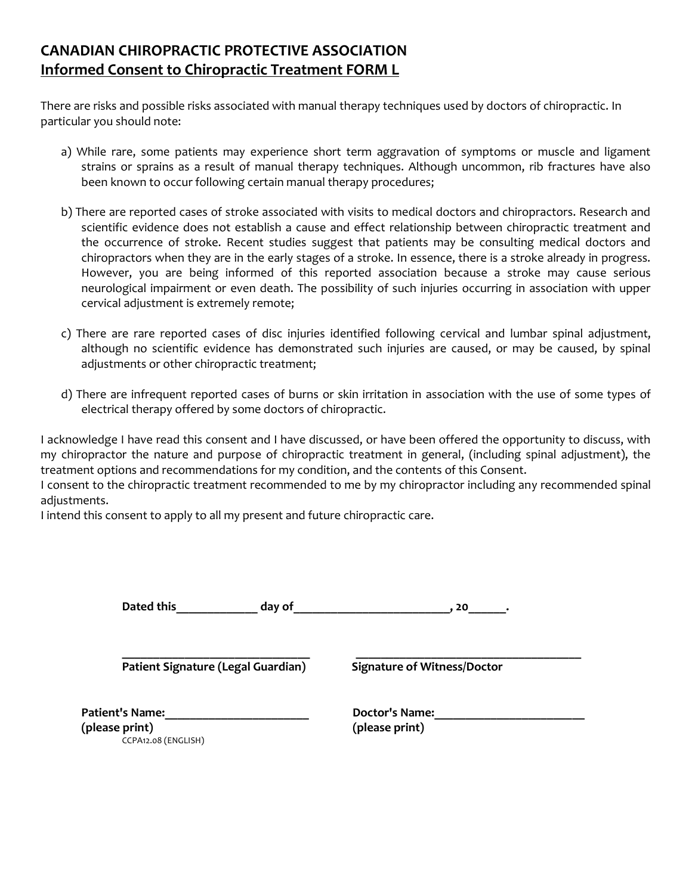# CANADIAN CHIROPRACTIC PROTECTIVE ASSOCIATION

## Informed Consent to Chiropractic Treatment FORM L

There are risks and possible risks associated with manual therapy techniques used by doctors of chiropractic. In particular you should note:

a) While rare, some patients may experience short term aggravation of symptoms or muscle and ligament strains or sprains as a result of manual therapy techniques. Although uncommon, rib fractures have also been known to occur following certain manual therapy procedures;

b) There are reported cases of stroke associated with visits to medical doctors and chiropractors. Research and scientific evidence does not establish a cause and effect relationship between chiropractic treatment and the occurrence of stroke. Recent studies suggest that patients may be consulting medical doctors and chiropractors when they are in the early stages of a stroke. In essence, there is a stroke already in progress. However, you are being informed of this reported association because a stroke may cause serious neurological impairment or even death. The possibility of such injuries occurring in association with upper cervical adjustment is extremely remote;

c) There are rare reported cases of disc injuries identified following cervical and lumbar spinal adjustment, although no scientific evidence has demonstrated such injuries are caused, or may be caused, by spinal adjustments or other chiropractic treatment;

d) There are infrequent reported cases of burns or skin irritation in association with the use of some types of electrical therapy offered by some doctors of chiropractic.

I acknowledge I have read this consent and I have discussed, or have been offered the opportunity to discuss, with my chiropractor the nature and purpose of chiropractic treatment in general, (including spinal adjustment), the treatment options and recommendations for my condition, and the contents of this Consent.
I consent to the chiropractic treatment recommended to me by my chiropractor including any recommended spinal adjustments.
I intend this consent to apply to all my present and future chiropractic care.

**Dated this_____________ day of_________________________, 20______.**

**_______________________________ Patient Signature (Legal Guardian)**

**_____________________________________ Signature of Witness/Doctor**

**Patient's Name:_______________________ (please print)**

**Doctor's Name:________________________ (please print)**

CCPA12.08 (ENGLISH)